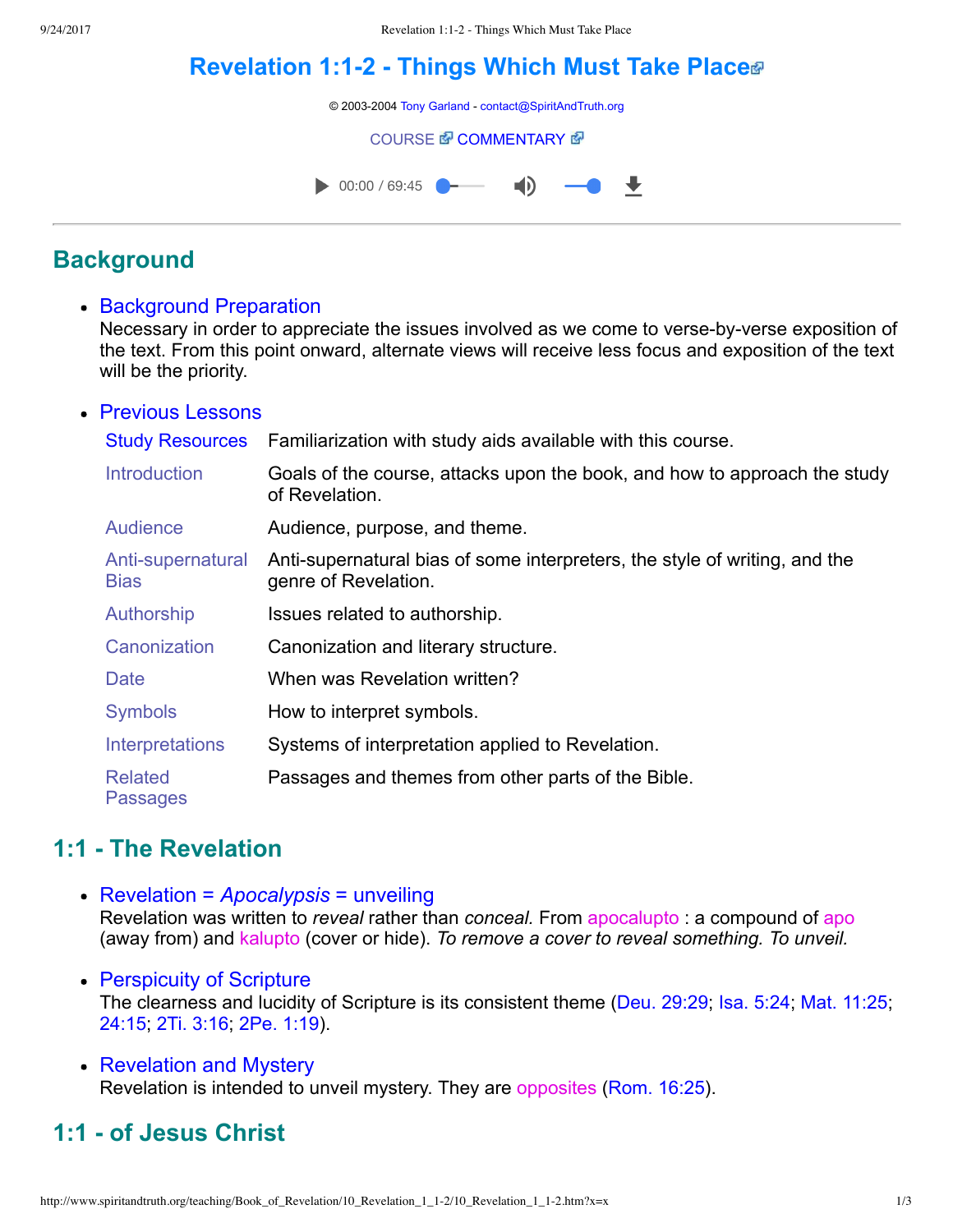# Revelation 1:1-2 - Things Which Must Take Place

© 2003-2004 Tony Garland - contact@SpiritAndTruth.org

COURSE COMMENTARY

00:00 / 69:45

## Background

- Background Preparation
  Necessary in order to appreciate the issues involved as we come to verse-by-verse exposition of the text. From this point onward, alternate views will receive less focus and exposition of the text will be the priority.

- Previous Lessons

| | |
|---|---|
| Study Resources | Familiarization with study aids available with this course. |
| Introduction | Goals of the course, attacks upon the book, and how to approach the study of Revelation. |
| Audience | Audience, purpose, and theme. |
| Anti-supernatural Bias | Anti-supernatural bias of some interpreters, the style of writing, and the genre of Revelation. |
| Authorship | Issues related to authorship. |
| Canonization | Canonization and literary structure. |
| Date | When was Revelation written? |
| Symbols | How to interpret symbols. |
| Interpretations | Systems of interpretation applied to Revelation. |
| Related Passages | Passages and themes from other parts of the Bible. |

## 1:1 - The Revelation

- Revelation = *Apocalypsis* = unveiling
  Revelation was written to *reveal* rather than *conceal.* From apocalupto : a compound of apo (away from) and kalupto (cover or hide). *To remove a cover to reveal something. To unveil.*

- Perspicuity of Scripture
  The clearness and lucidity of Scripture is its consistent theme (Deu. 29:29; Isa. 5:24; Mat. 11:25; 24:15; 2Ti. 3:16; 2Pe. 1:19).

- Revelation and Mystery
  Revelation is intended to unveil mystery. They are opposites (Rom. 16:25).

## 1:1 - of Jesus Christ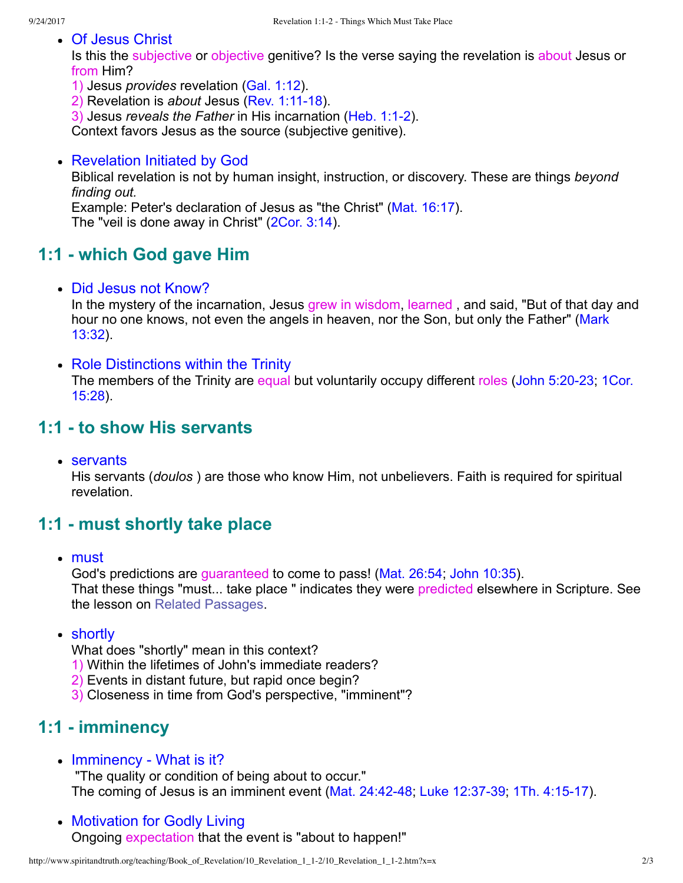- Of Jesus Christ
  Is this the subjective or objective genitive? Is the verse saying the revelation is about Jesus or from Him?
  1) Jesus *provides* revelation (Gal. 1:12).
  2) Revelation is *about* Jesus (Rev. 1:11-18).
  3) Jesus *reveals the Father* in His incarnation (Heb. 1:1-2).
  Context favors Jesus as the source (subjective genitive).

- Revelation Initiated by God
  Biblical revelation is not by human insight, instruction, or discovery. These are things *beyond finding out.*
  Example: Peter's declaration of Jesus as "the Christ" (Mat. 16:17).
  The "veil is done away in Christ" (2Cor. 3:14).

## 1:1 - which God gave Him

- Did Jesus not Know?
  In the mystery of the incarnation, Jesus grew in wisdom, learned , and said, "But of that day and hour no one knows, not even the angels in heaven, nor the Son, but only the Father" (Mark 13:32).

- Role Distinctions within the Trinity
  The members of the Trinity are equal but voluntarily occupy different roles (John 5:20-23; 1Cor. 15:28).

## 1:1 - to show His servants

- servants
  His servants (*doulos* ) are those who know Him, not unbelievers. Faith is required for spiritual revelation.

## 1:1 - must shortly take place

- must
  God's predictions are guaranteed to come to pass! (Mat. 26:54; John 10:35).
  That these things "must... take place " indicates they were predicted elsewhere in Scripture. See the lesson on Related Passages.

- shortly
  What does "shortly" mean in this context?
  1) Within the lifetimes of John's immediate readers?
  2) Events in distant future, but rapid once begin?
  3) Closeness in time from God's perspective, "imminent"?

## 1:1 - imminency

- Imminency - What is it?
  "The quality or condition of being about to occur."
  The coming of Jesus is an imminent event (Mat. 24:42-48; Luke 12:37-39; 1Th. 4:15-17).

- Motivation for Godly Living
  Ongoing expectation that the event is "about to happen!"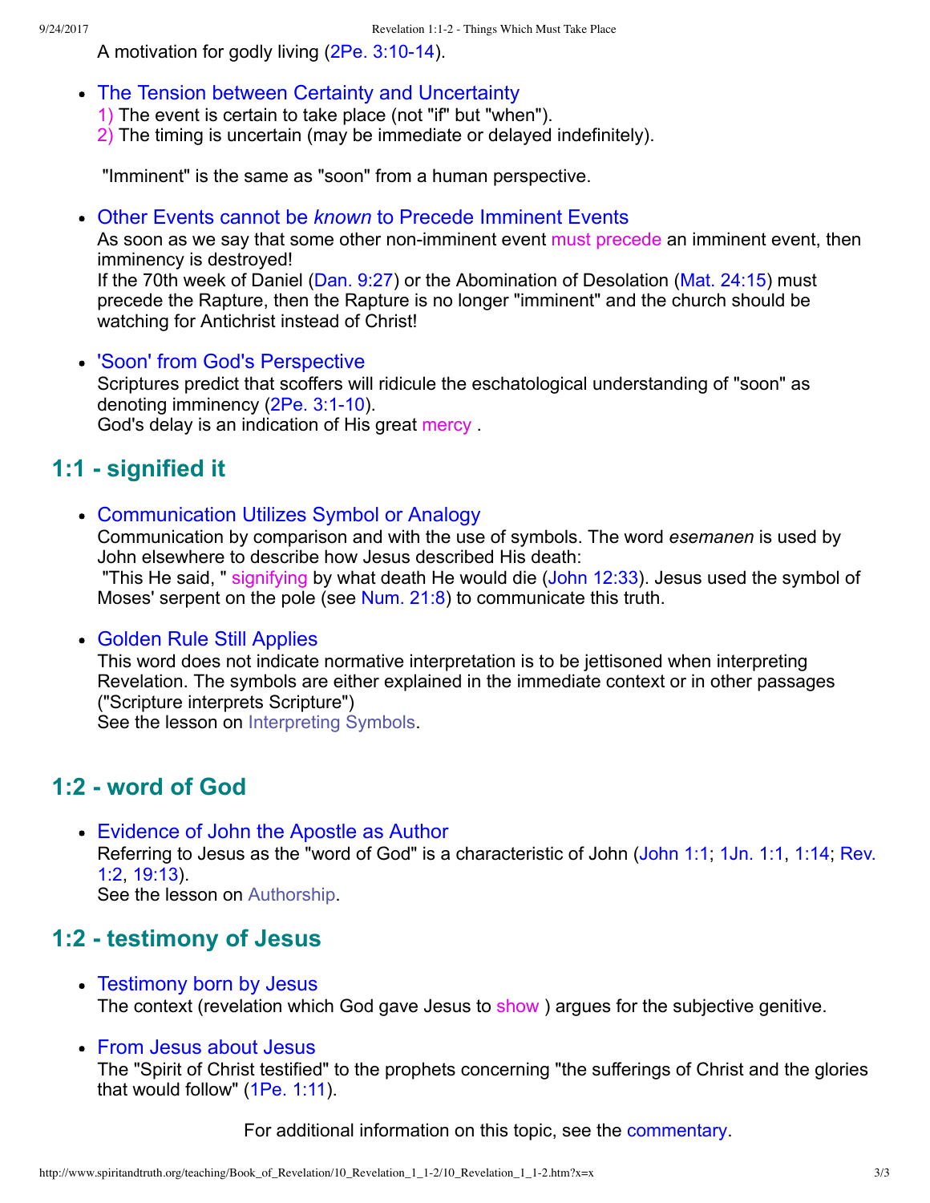A motivation for godly living (2Pe. 3:10-14).

- The Tension between Certainty and Uncertainty
  1) The event is certain to take place (not "if" but "when").
  2) The timing is uncertain (may be immediate or delayed indefinitely).

  "Imminent" is the same as "soon" from a human perspective.

- Other Events cannot be *known* to Precede Imminent Events
  As soon as we say that some other non-imminent event must precede an imminent event, then imminency is destroyed!
  If the 70th week of Daniel (Dan. 9:27) or the Abomination of Desolation (Mat. 24:15) must precede the Rapture, then the Rapture is no longer "imminent" and the church should be watching for Antichrist instead of Christ!

- 'Soon' from God's Perspective
  Scriptures predict that scoffers will ridicule the eschatological understanding of "soon" as denoting imminency (2Pe. 3:1-10).
  God's delay is an indication of His great mercy .

## 1:1 - signified it

- Communication Utilizes Symbol or Analogy
  Communication by comparison and with the use of symbols. The word *esemanen* is used by John elsewhere to describe how Jesus described His death:
  "This He said, " signifying by what death He would die (John 12:33). Jesus used the symbol of Moses' serpent on the pole (see Num. 21:8) to communicate this truth.

- Golden Rule Still Applies
  This word does not indicate normative interpretation is to be jettisoned when interpreting Revelation. The symbols are either explained in the immediate context or in other passages ("Scripture interprets Scripture")
  See the lesson on Interpreting Symbols.

## 1:2 - word of God

- Evidence of John the Apostle as Author
  Referring to Jesus as the "word of God" is a characteristic of John (John 1:1; 1Jn. 1:1, 1:14; Rev. 1:2, 19:13).
  See the lesson on Authorship.

## 1:2 - testimony of Jesus

- Testimony born by Jesus
  The context (revelation which God gave Jesus to show ) argues for the subjective genitive.

- From Jesus about Jesus
  The "Spirit of Christ testified" to the prophets concerning "the sufferings of Christ and the glories that would follow" (1Pe. 1:11).

For additional information on this topic, see the commentary.